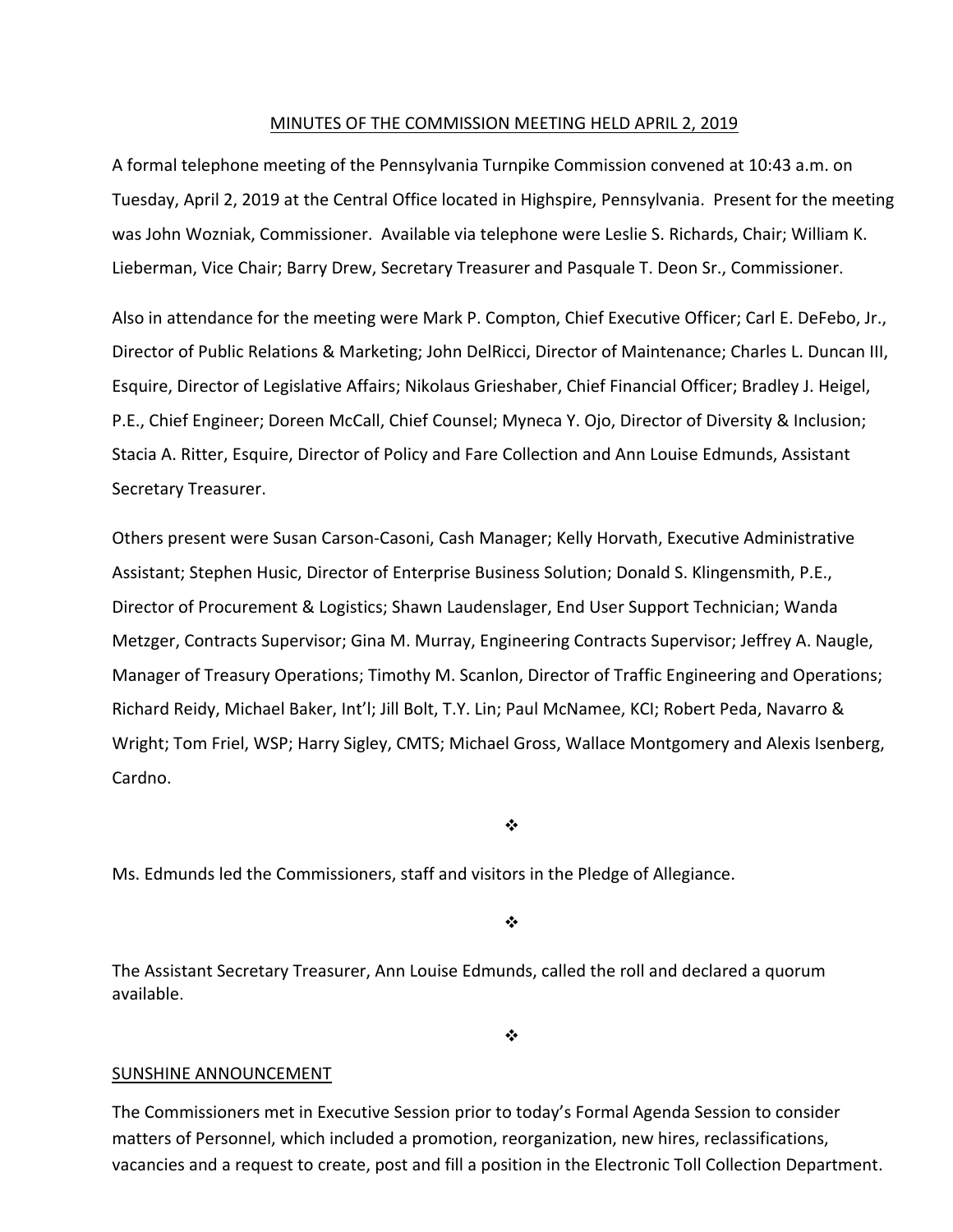MINUTES OF THE COMMISSION MEETING HELD APRIL 2, 2019

A formal telephone meeting of the Pennsylvania Turnpike Commission convened at 10:43 a.m. on Tuesday, April 2, 2019 at the Central Office located in Highspire, Pennsylvania. Present for the meeting was John Wozniak, Commissioner. Available via telephone were Leslie S. Richards, Chair; William K. Lieberman, Vice Chair; Barry Drew, Secretary Treasurer and Pasquale T. Deon Sr., Commissioner.

Also in attendance for the meeting were Mark P. Compton, Chief Executive Officer; Carl E. DeFebo, Jr., Director of Public Relations & Marketing; John DelRicci, Director of Maintenance; Charles L. Duncan III, Esquire, Director of Legislative Affairs; Nikolaus Grieshaber, Chief Financial Officer; Bradley J. Heigel, P.E., Chief Engineer; Doreen McCall, Chief Counsel; Myneca Y. Ojo, Director of Diversity & Inclusion; Stacia A. Ritter, Esquire, Director of Policy and Fare Collection and Ann Louise Edmunds, Assistant Secretary Treasurer.

Others present were Susan Carson-Casoni, Cash Manager; Kelly Horvath, Executive Administrative Assistant; Stephen Husic, Director of Enterprise Business Solution; Donald S. Klingensmith, P.E., Director of Procurement & Logistics; Shawn Laudenslager, End User Support Technician; Wanda Metzger, Contracts Supervisor; Gina M. Murray, Engineering Contracts Supervisor; Jeffrey A. Naugle, Manager of Treasury Operations; Timothy M. Scanlon, Director of Traffic Engineering and Operations; Richard Reidy, Michael Baker, Int'l; Jill Bolt, T.Y. Lin; Paul McNamee, KCI; Robert Peda, Navarro & Wright; Tom Friel, WSP; Harry Sigley, CMTS; Michael Gross, Wallace Montgomery and Alexis Isenberg, Cardno.

❖

Ms. Edmunds led the Commissioners, staff and visitors in the Pledge of Allegiance.

❖

The Assistant Secretary Treasurer, Ann Louise Edmunds, called the roll and declared a quorum available.

❖

SUNSHINE ANNOUNCEMENT

The Commissioners met in Executive Session prior to today's Formal Agenda Session to consider matters of Personnel, which included a promotion, reorganization, new hires, reclassifications, vacancies and a request to create, post and fill a position in the Electronic Toll Collection Department.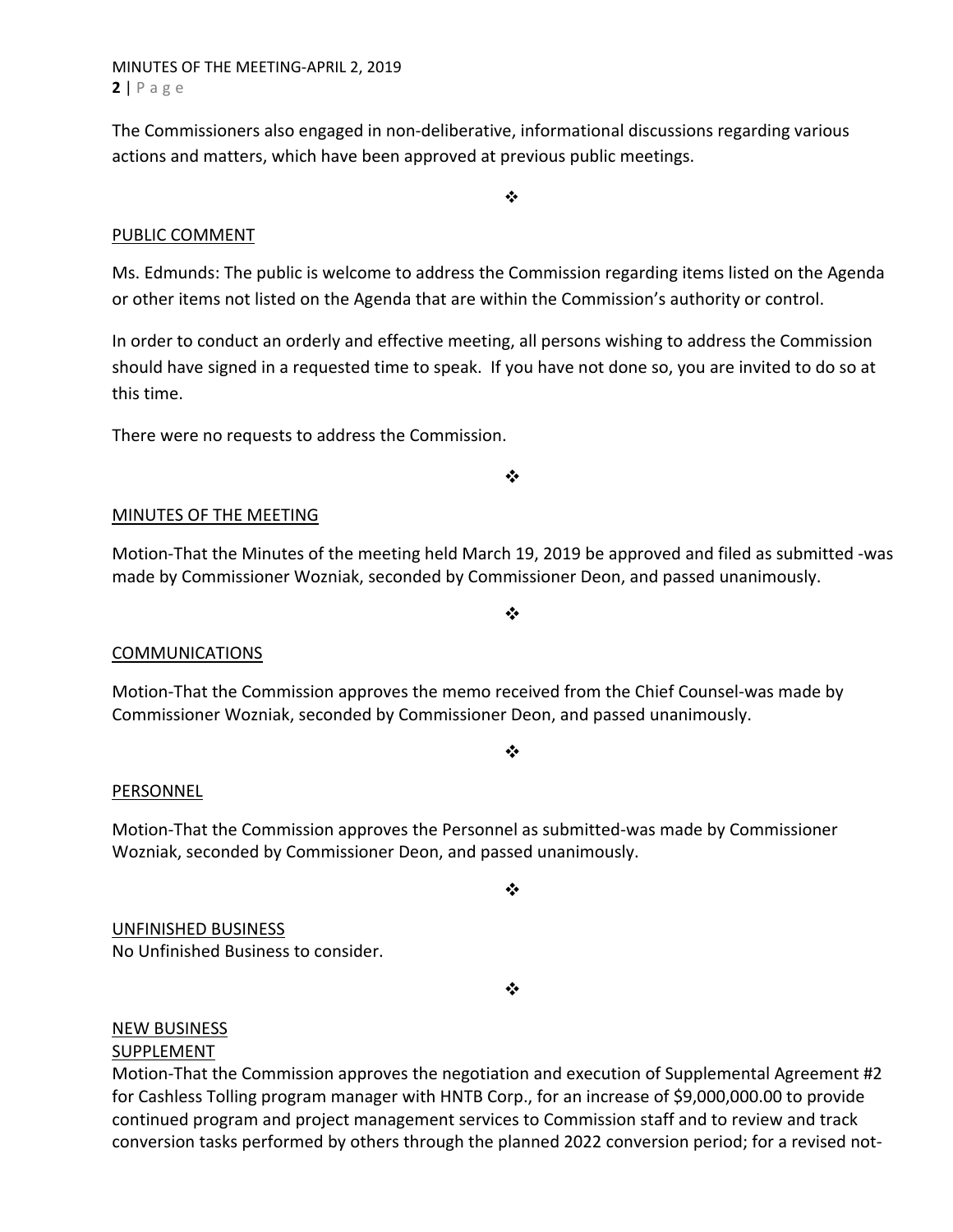The Commissioners also engaged in non-deliberative, informational discussions regarding various actions and matters, which have been approved at previous public meetings.

❖

PUBLIC COMMENT

Ms. Edmunds: The public is welcome to address the Commission regarding items listed on the Agenda or other items not listed on the Agenda that are within the Commission's authority or control.

In order to conduct an orderly and effective meeting, all persons wishing to address the Commission should have signed in a requested time to speak. If you have not done so, you are invited to do so at this time.

There were no requests to address the Commission.

❖

MINUTES OF THE MEETING

Motion-That the Minutes of the meeting held March 19, 2019 be approved and filed as submitted -was made by Commissioner Wozniak, seconded by Commissioner Deon, and passed unanimously.

❖

COMMUNICATIONS

Motion-That the Commission approves the memo received from the Chief Counsel-was made by Commissioner Wozniak, seconded by Commissioner Deon, and passed unanimously.

❖

PERSONNEL

Motion-That the Commission approves the Personnel as submitted-was made by Commissioner Wozniak, seconded by Commissioner Deon, and passed unanimously.

❖

UNFINISHED BUSINESS

No Unfinished Business to consider.

❖

NEW BUSINESS

SUPPLEMENT

Motion-That the Commission approves the negotiation and execution of Supplemental Agreement #2 for Cashless Tolling program manager with HNTB Corp., for an increase of $9,000,000.00 to provide continued program and project management services to Commission staff and to review and track conversion tasks performed by others through the planned 2022 conversion period; for a revised not-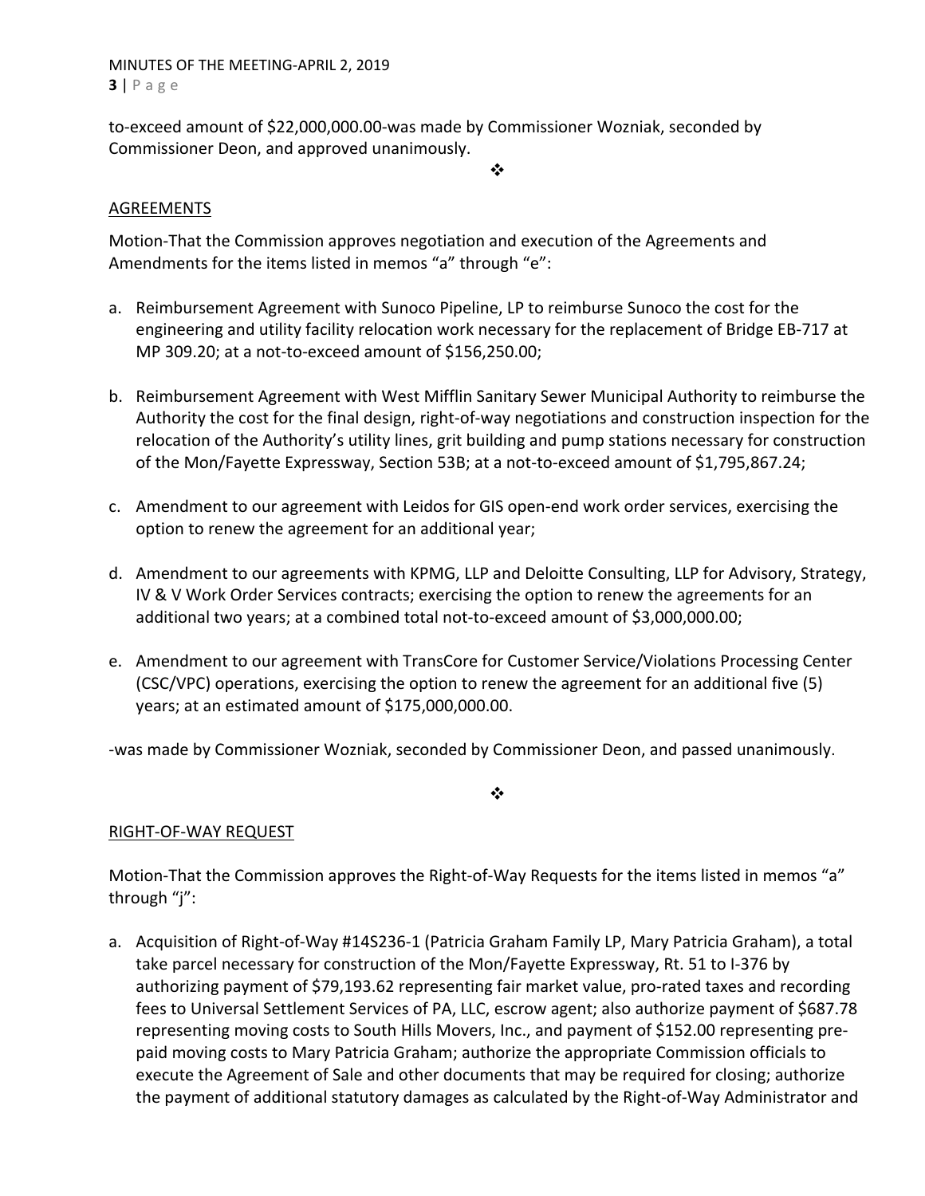to-exceed amount of $22,000,000.00-was made by Commissioner Wozniak, seconded by Commissioner Deon, and approved unanimously.

❖

## AGREEMENTS

Motion-That the Commission approves negotiation and execution of the Agreements and Amendments for the items listed in memos “a” through “e”:

a. Reimbursement Agreement with Sunoco Pipeline, LP to reimburse Sunoco the cost for the engineering and utility facility relocation work necessary for the replacement of Bridge EB-717 at MP 309.20; at a not-to-exceed amount of $156,250.00;

b. Reimbursement Agreement with West Mifflin Sanitary Sewer Municipal Authority to reimburse the Authority the cost for the final design, right-of-way negotiations and construction inspection for the relocation of the Authority’s utility lines, grit building and pump stations necessary for construction of the Mon/Fayette Expressway, Section 53B; at a not-to-exceed amount of $1,795,867.24;

c. Amendment to our agreement with Leidos for GIS open-end work order services, exercising the option to renew the agreement for an additional year;

d. Amendment to our agreements with KPMG, LLP and Deloitte Consulting, LLP for Advisory, Strategy, IV & V Work Order Services contracts; exercising the option to renew the agreements for an additional two years; at a combined total not-to-exceed amount of $3,000,000.00;

e. Amendment to our agreement with TransCore for Customer Service/Violations Processing Center (CSC/VPC) operations, exercising the option to renew the agreement for an additional five (5) years; at an estimated amount of $175,000,000.00.

-was made by Commissioner Wozniak, seconded by Commissioner Deon, and passed unanimously.

❖

## RIGHT-OF-WAY REQUEST

Motion-That the Commission approves the Right-of-Way Requests for the items listed in memos “a” through “j”:

a. Acquisition of Right-of-Way #14S236-1 (Patricia Graham Family LP, Mary Patricia Graham), a total take parcel necessary for construction of the Mon/Fayette Expressway, Rt. 51 to I-376 by authorizing payment of $79,193.62 representing fair market value, pro-rated taxes and recording fees to Universal Settlement Services of PA, LLC, escrow agent; also authorize payment of $687.78 representing moving costs to South Hills Movers, Inc., and payment of $152.00 representing pre-paid moving costs to Mary Patricia Graham; authorize the appropriate Commission officials to execute the Agreement of Sale and other documents that may be required for closing; authorize the payment of additional statutory damages as calculated by the Right-of-Way Administrator and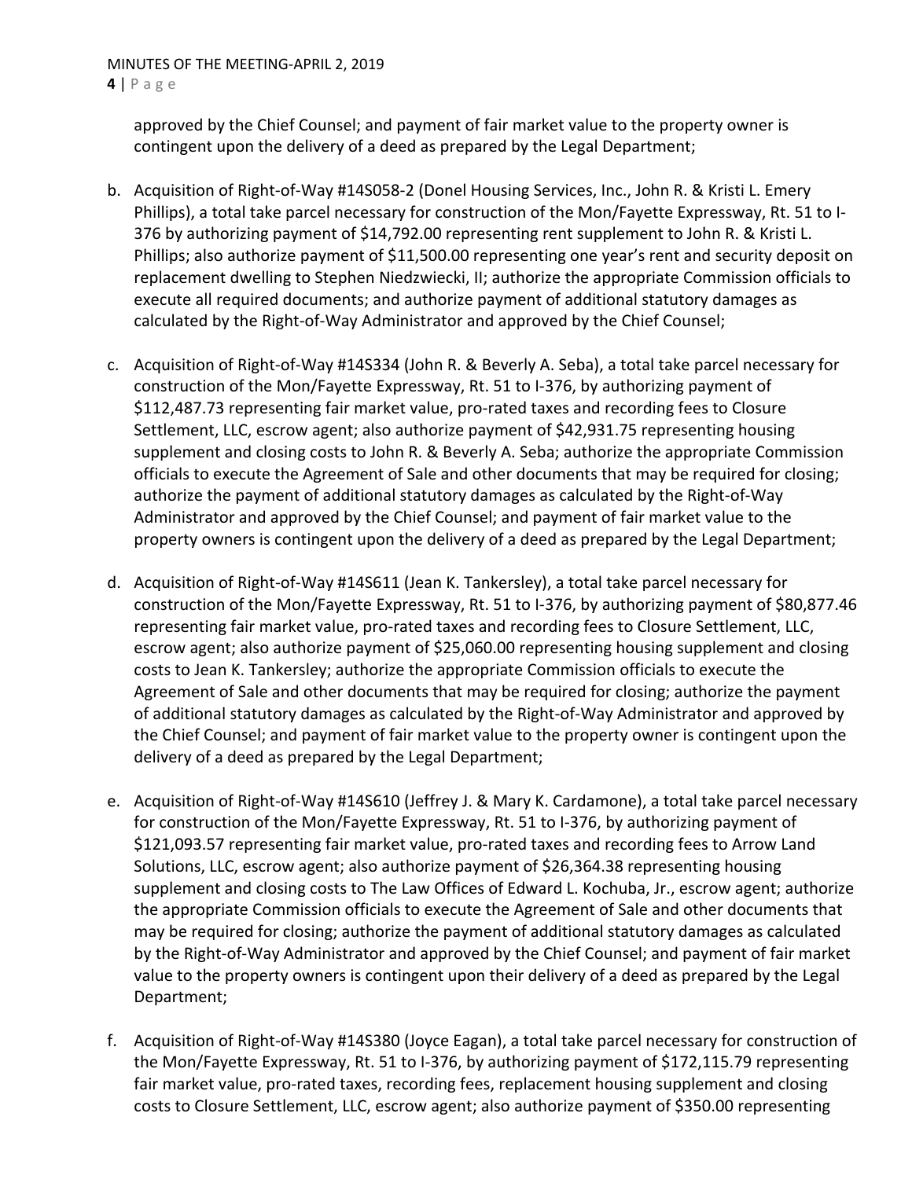approved by the Chief Counsel; and payment of fair market value to the property owner is contingent upon the delivery of a deed as prepared by the Legal Department;

b. Acquisition of Right-of-Way #14S058-2 (Donel Housing Services, Inc., John R. & Kristi L. Emery Phillips), a total take parcel necessary for construction of the Mon/Fayette Expressway, Rt. 51 to I-376 by authorizing payment of $14,792.00 representing rent supplement to John R. & Kristi L. Phillips; also authorize payment of $11,500.00 representing one year's rent and security deposit on replacement dwelling to Stephen Niedzwiecki, II; authorize the appropriate Commission officials to execute all required documents; and authorize payment of additional statutory damages as calculated by the Right-of-Way Administrator and approved by the Chief Counsel;

c. Acquisition of Right-of-Way #14S334 (John R. & Beverly A. Seba), a total take parcel necessary for construction of the Mon/Fayette Expressway, Rt. 51 to I-376, by authorizing payment of $112,487.73 representing fair market value, pro-rated taxes and recording fees to Closure Settlement, LLC, escrow agent; also authorize payment of $42,931.75 representing housing supplement and closing costs to John R. & Beverly A. Seba; authorize the appropriate Commission officials to execute the Agreement of Sale and other documents that may be required for closing; authorize the payment of additional statutory damages as calculated by the Right-of-Way Administrator and approved by the Chief Counsel; and payment of fair market value to the property owners is contingent upon the delivery of a deed as prepared by the Legal Department;

d. Acquisition of Right-of-Way #14S611 (Jean K. Tankersley), a total take parcel necessary for construction of the Mon/Fayette Expressway, Rt. 51 to I-376, by authorizing payment of $80,877.46 representing fair market value, pro-rated taxes and recording fees to Closure Settlement, LLC, escrow agent; also authorize payment of $25,060.00 representing housing supplement and closing costs to Jean K. Tankersley; authorize the appropriate Commission officials to execute the Agreement of Sale and other documents that may be required for closing; authorize the payment of additional statutory damages as calculated by the Right-of-Way Administrator and approved by the Chief Counsel; and payment of fair market value to the property owner is contingent upon the delivery of a deed as prepared by the Legal Department;

e. Acquisition of Right-of-Way #14S610 (Jeffrey J. & Mary K. Cardamone), a total take parcel necessary for construction of the Mon/Fayette Expressway, Rt. 51 to I-376, by authorizing payment of $121,093.57 representing fair market value, pro-rated taxes and recording fees to Arrow Land Solutions, LLC, escrow agent; also authorize payment of $26,364.38 representing housing supplement and closing costs to The Law Offices of Edward L. Kochuba, Jr., escrow agent; authorize the appropriate Commission officials to execute the Agreement of Sale and other documents that may be required for closing; authorize the payment of additional statutory damages as calculated by the Right-of-Way Administrator and approved by the Chief Counsel; and payment of fair market value to the property owners is contingent upon their delivery of a deed as prepared by the Legal Department;

f. Acquisition of Right-of-Way #14S380 (Joyce Eagan), a total take parcel necessary for construction of the Mon/Fayette Expressway, Rt. 51 to I-376, by authorizing payment of $172,115.79 representing fair market value, pro-rated taxes, recording fees, replacement housing supplement and closing costs to Closure Settlement, LLC, escrow agent; also authorize payment of $350.00 representing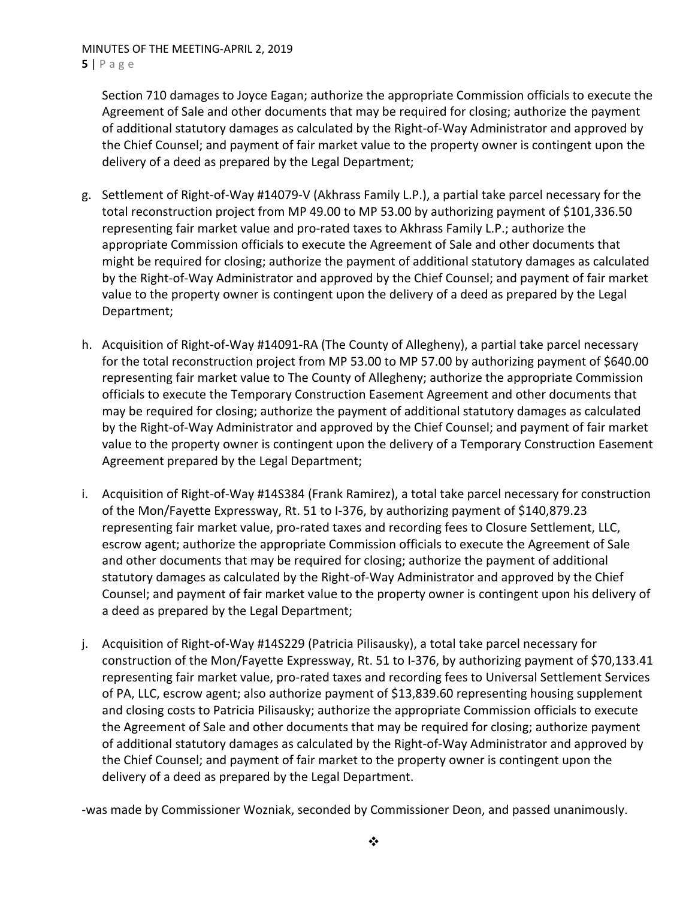Section 710 damages to Joyce Eagan; authorize the appropriate Commission officials to execute the Agreement of Sale and other documents that may be required for closing; authorize the payment of additional statutory damages as calculated by the Right-of-Way Administrator and approved by the Chief Counsel; and payment of fair market value to the property owner is contingent upon the delivery of a deed as prepared by the Legal Department;

g. Settlement of Right-of-Way #14079-V (Akhrass Family L.P.), a partial take parcel necessary for the total reconstruction project from MP 49.00 to MP 53.00 by authorizing payment of $101,336.50 representing fair market value and pro-rated taxes to Akhrass Family L.P.; authorize the appropriate Commission officials to execute the Agreement of Sale and other documents that might be required for closing; authorize the payment of additional statutory damages as calculated by the Right-of-Way Administrator and approved by the Chief Counsel; and payment of fair market value to the property owner is contingent upon the delivery of a deed as prepared by the Legal Department;

h. Acquisition of Right-of-Way #14091-RA (The County of Allegheny), a partial take parcel necessary for the total reconstruction project from MP 53.00 to MP 57.00 by authorizing payment of $640.00 representing fair market value to The County of Allegheny; authorize the appropriate Commission officials to execute the Temporary Construction Easement Agreement and other documents that may be required for closing; authorize the payment of additional statutory damages as calculated by the Right-of-Way Administrator and approved by the Chief Counsel; and payment of fair market value to the property owner is contingent upon the delivery of a Temporary Construction Easement Agreement prepared by the Legal Department;

i. Acquisition of Right-of-Way #14S384 (Frank Ramirez), a total take parcel necessary for construction of the Mon/Fayette Expressway, Rt. 51 to I-376, by authorizing payment of $140,879.23 representing fair market value, pro-rated taxes and recording fees to Closure Settlement, LLC, escrow agent; authorize the appropriate Commission officials to execute the Agreement of Sale and other documents that may be required for closing; authorize the payment of additional statutory damages as calculated by the Right-of-Way Administrator and approved by the Chief Counsel; and payment of fair market value to the property owner is contingent upon his delivery of a deed as prepared by the Legal Department;

j. Acquisition of Right-of-Way #14S229 (Patricia Pilisausky), a total take parcel necessary for construction of the Mon/Fayette Expressway, Rt. 51 to I-376, by authorizing payment of $70,133.41 representing fair market value, pro-rated taxes and recording fees to Universal Settlement Services of PA, LLC, escrow agent; also authorize payment of $13,839.60 representing housing supplement and closing costs to Patricia Pilisausky; authorize the appropriate Commission officials to execute the Agreement of Sale and other documents that may be required for closing; authorize payment of additional statutory damages as calculated by the Right-of-Way Administrator and approved by the Chief Counsel; and payment of fair market to the property owner is contingent upon the delivery of a deed as prepared by the Legal Department.

-was made by Commissioner Wozniak, seconded by Commissioner Deon, and passed unanimously.

❖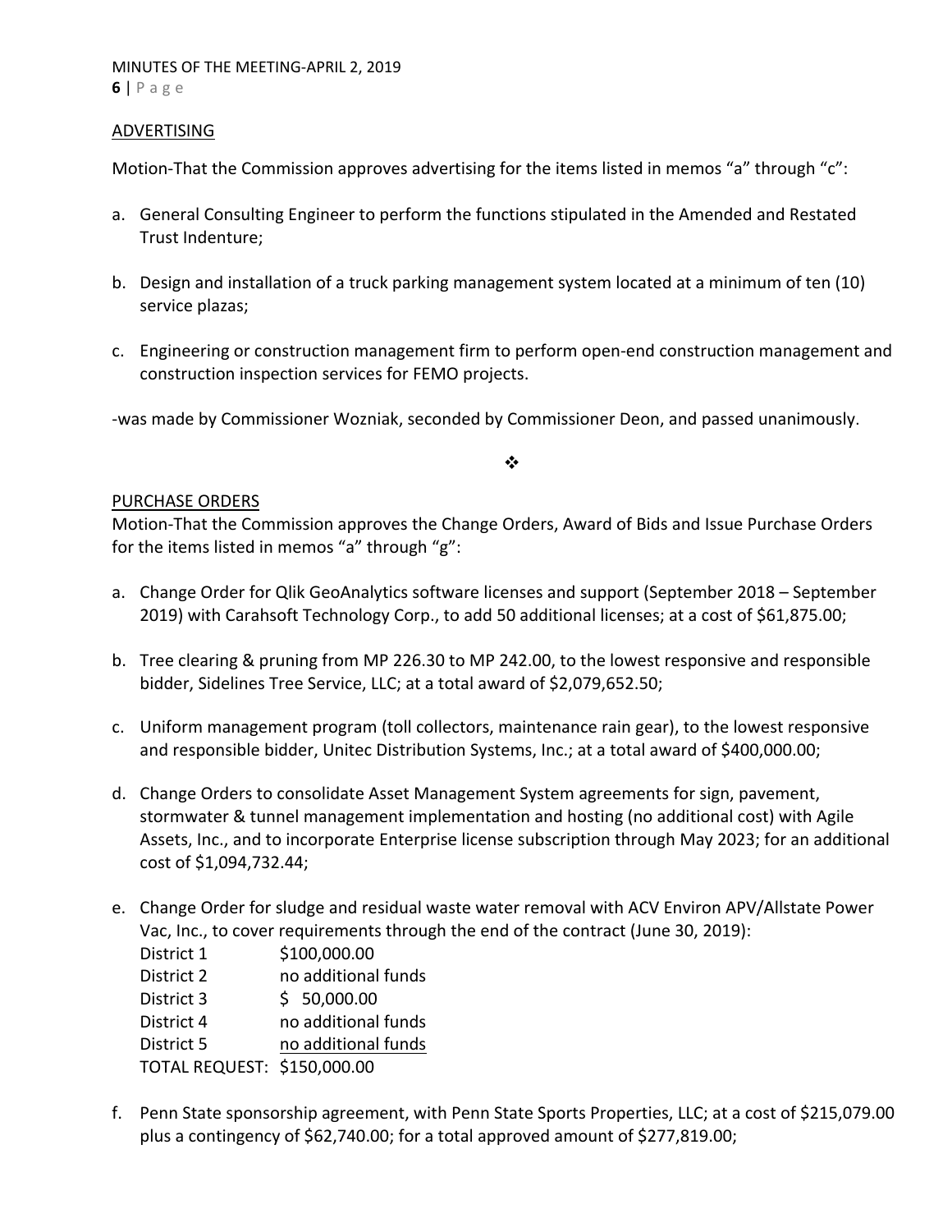## ADVERTISING

Motion-That the Commission approves advertising for the items listed in memos "a" through "c":

a. General Consulting Engineer to perform the functions stipulated in the Amended and Restated Trust Indenture;

b. Design and installation of a truck parking management system located at a minimum of ten (10) service plazas;

c. Engineering or construction management firm to perform open-end construction management and construction inspection services for FEMO projects.

-was made by Commissioner Wozniak, seconded by Commissioner Deon, and passed unanimously.

❖

## PURCHASE ORDERS

Motion-That the Commission approves the Change Orders, Award of Bids and Issue Purchase Orders for the items listed in memos "a" through "g":

a. Change Order for Qlik GeoAnalytics software licenses and support (September 2018 – September 2019) with Carahsoft Technology Corp., to add 50 additional licenses; at a cost of $61,875.00;

b. Tree clearing & pruning from MP 226.30 to MP 242.00, to the lowest responsive and responsible bidder, Sidelines Tree Service, LLC; at a total award of $2,079,652.50;

c. Uniform management program (toll collectors, maintenance rain gear), to the lowest responsive and responsible bidder, Unitec Distribution Systems, Inc.; at a total award of $400,000.00;

d. Change Orders to consolidate Asset Management System agreements for sign, pavement, stormwater & tunnel management implementation and hosting (no additional cost) with Agile Assets, Inc., and to incorporate Enterprise license subscription through May 2023; for an additional cost of $1,094,732.44;

e. Change Order for sludge and residual waste water removal with ACV Environ APV/Allstate Power Vac, Inc., to cover requirements through the end of the contract (June 30, 2019):

| | |
|---|---|
| District 1 | $100,000.00 |
| District 2 | no additional funds |
| District 3 | $ 50,000.00 |
| District 4 | no additional funds |
| District 5 | no additional funds |
| TOTAL REQUEST: | $150,000.00 |

f. Penn State sponsorship agreement, with Penn State Sports Properties, LLC; at a cost of $215,079.00 plus a contingency of $62,740.00; for a total approved amount of $277,819.00;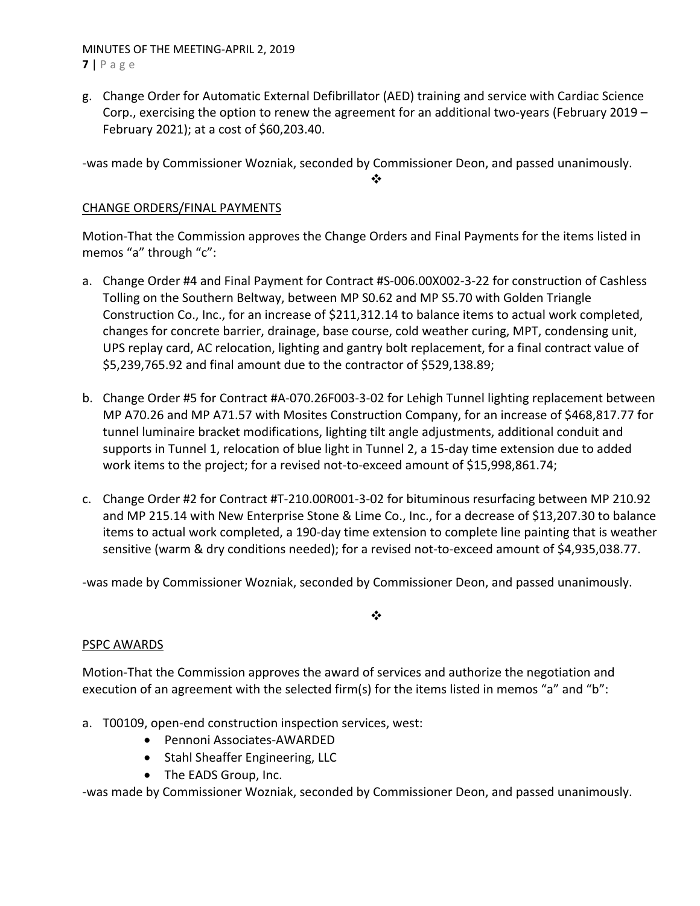g. Change Order for Automatic External Defibrillator (AED) training and service with Cardiac Science Corp., exercising the option to renew the agreement for an additional two-years (February 2019 – February 2021); at a cost of $60,203.40.

-was made by Commissioner Wozniak, seconded by Commissioner Deon, and passed unanimously.

❖

<u>CHANGE ORDERS/FINAL PAYMENTS</u>

Motion-That the Commission approves the Change Orders and Final Payments for the items listed in memos "a" through "c":

a. Change Order #4 and Final Payment for Contract #S-006.00X002-3-22 for construction of Cashless Tolling on the Southern Beltway, between MP S0.62 and MP S5.70 with Golden Triangle Construction Co., Inc., for an increase of $211,312.14 to balance items to actual work completed, changes for concrete barrier, drainage, base course, cold weather curing, MPT, condensing unit, UPS replay card, AC relocation, lighting and gantry bolt replacement, for a final contract value of $5,239,765.92 and final amount due to the contractor of $529,138.89;

b. Change Order #5 for Contract #A-070.26F003-3-02 for Lehigh Tunnel lighting replacement between MP A70.26 and MP A71.57 with Mosites Construction Company, for an increase of $468,817.77 for tunnel luminaire bracket modifications, lighting tilt angle adjustments, additional conduit and supports in Tunnel 1, relocation of blue light in Tunnel 2, a 15-day time extension due to added work items to the project; for a revised not-to-exceed amount of $15,998,861.74;

c. Change Order #2 for Contract #T-210.00R001-3-02 for bituminous resurfacing between MP 210.92 and MP 215.14 with New Enterprise Stone & Lime Co., Inc., for a decrease of $13,207.30 to balance items to actual work completed, a 190-day time extension to complete line painting that is weather sensitive (warm & dry conditions needed); for a revised not-to-exceed amount of $4,935,038.77.

-was made by Commissioner Wozniak, seconded by Commissioner Deon, and passed unanimously.

❖

<u>PSPC AWARDS</u>

Motion-That the Commission approves the award of services and authorize the negotiation and execution of an agreement with the selected firm(s) for the items listed in memos "a" and "b":

a. T00109, open-end construction inspection services, west:
    - Pennoni Associates-AWARDED
    - Stahl Sheaffer Engineering, LLC
    - The EADS Group, Inc.

-was made by Commissioner Wozniak, seconded by Commissioner Deon, and passed unanimously.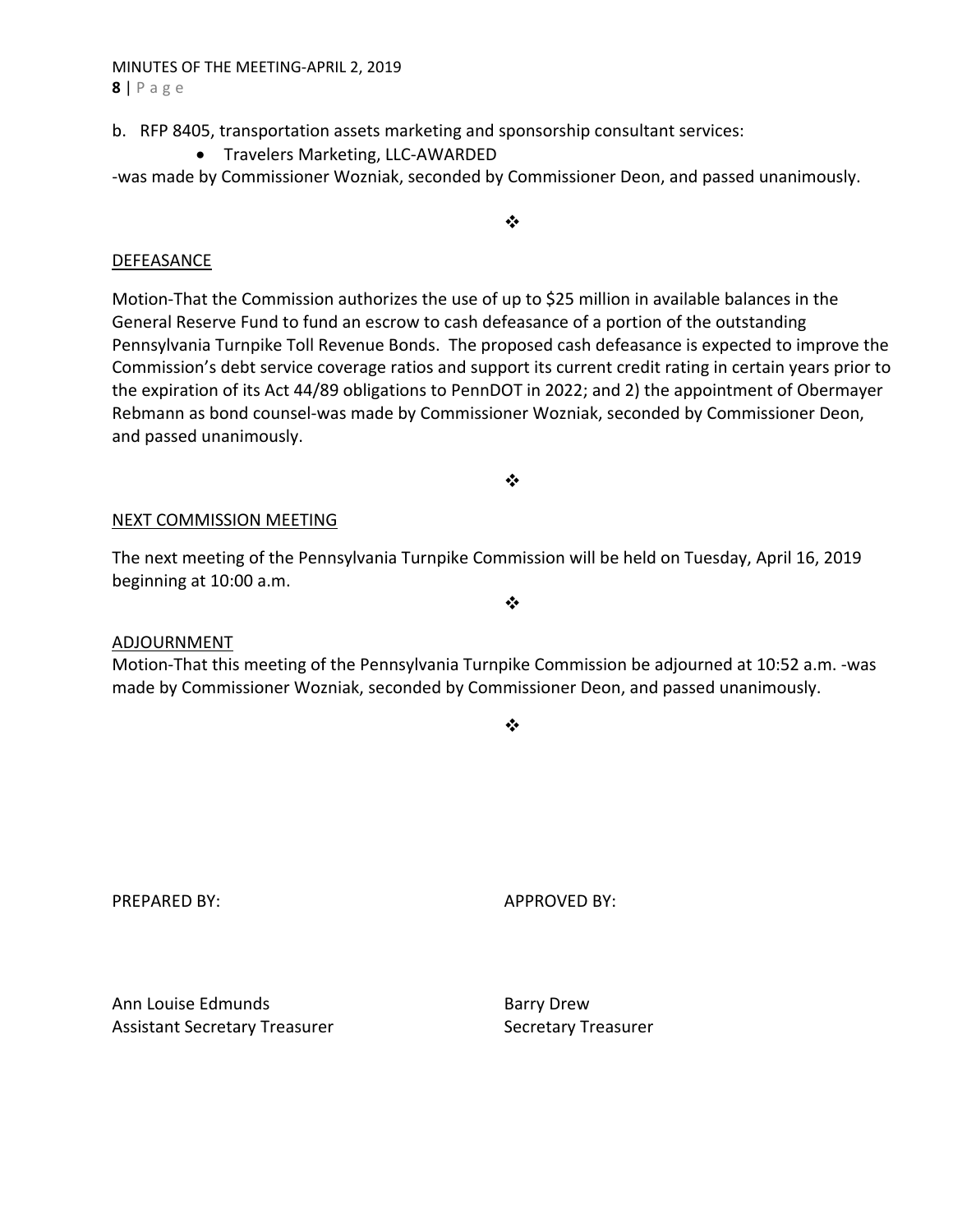b. RFP 8405, transportation assets marketing and sponsorship consultant services:
    - Travelers Marketing, LLC-AWARDED

-was made by Commissioner Wozniak, seconded by Commissioner Deon, and passed unanimously.

❖

DEFEASANCE

Motion-That the Commission authorizes the use of up to $25 million in available balances in the General Reserve Fund to fund an escrow to cash defeasance of a portion of the outstanding Pennsylvania Turnpike Toll Revenue Bonds. The proposed cash defeasance is expected to improve the Commission's debt service coverage ratios and support its current credit rating in certain years prior to the expiration of its Act 44/89 obligations to PennDOT in 2022; and 2) the appointment of Obermayer Rebmann as bond counsel-was made by Commissioner Wozniak, seconded by Commissioner Deon, and passed unanimously.

❖

NEXT COMMISSION MEETING

The next meeting of the Pennsylvania Turnpike Commission will be held on Tuesday, April 16, 2019 beginning at 10:00 a.m.

❖

ADJOURNMENT

Motion-That this meeting of the Pennsylvania Turnpike Commission be adjourned at 10:52 a.m. -was made by Commissioner Wozniak, seconded by Commissioner Deon, and passed unanimously.

❖

PREPARED BY:

Ann Louise Edmunds
Assistant Secretary Treasurer

APPROVED BY:

Barry Drew
Secretary Treasurer